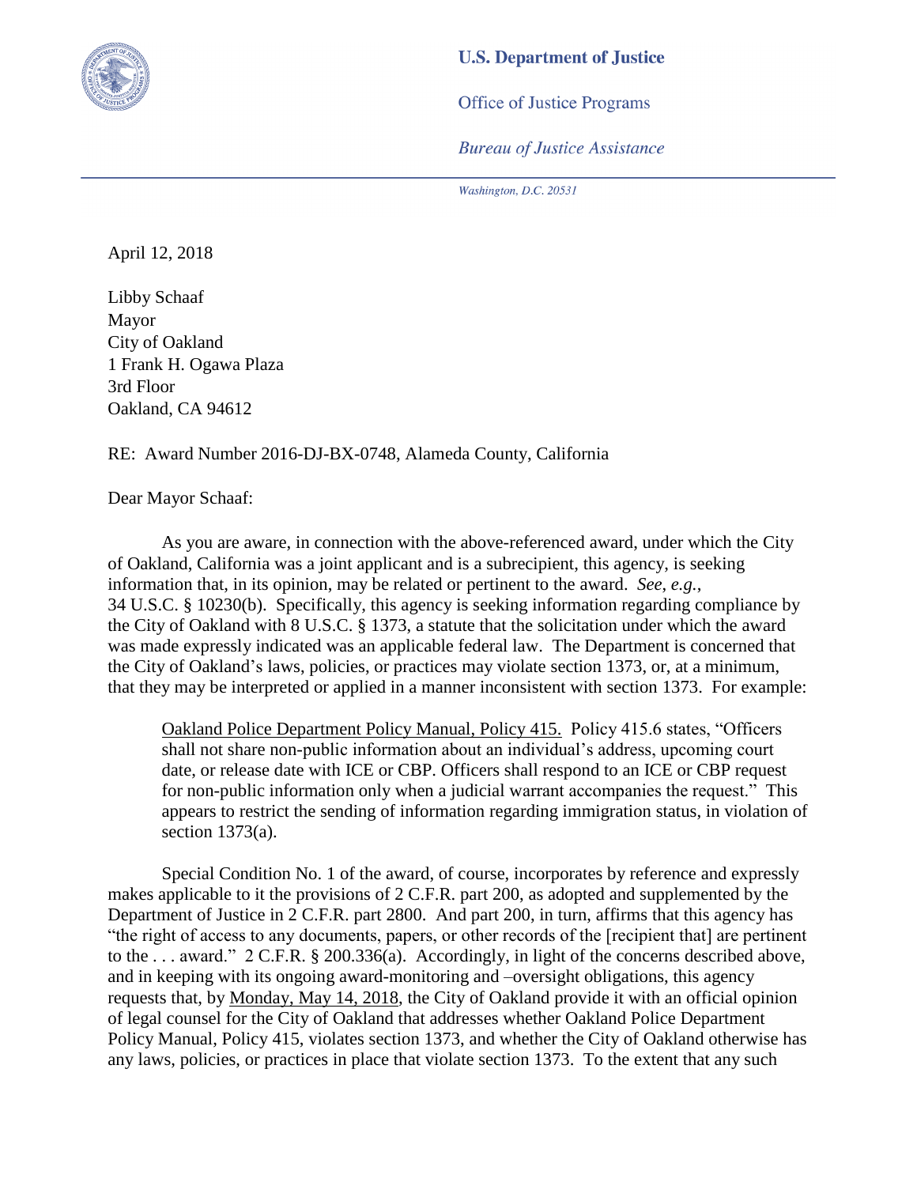**U.S. Department of Justice**

Office of Justice Programs

*Bureau of Justice Assistance*

*Washington, D.C. 20531*

April 12, 2018

Libby Schaaf
Mayor
City of Oakland
1 Frank H. Ogawa Plaza
3rd Floor
Oakland, CA 94612

RE: Award Number 2016-DJ-BX-0748, Alameda County, California

Dear Mayor Schaaf:

As you are aware, in connection with the above-referenced award, under which the City of Oakland, California was a joint applicant and is a subrecipient, this agency, is seeking information that, in its opinion, may be related or pertinent to the award. *See, e.g.*, 34 U.S.C. § 10230(b). Specifically, this agency is seeking information regarding compliance by the City of Oakland with 8 U.S.C. § 1373, a statute that the solicitation under which the award was made expressly indicated was an applicable federal law. The Department is concerned that the City of Oakland's laws, policies, or practices may violate section 1373, or, at a minimum, that they may be interpreted or applied in a manner inconsistent with section 1373. For example:

> Oakland Police Department Policy Manual, Policy 415. Policy 415.6 states, "Officers shall not share non-public information about an individual's address, upcoming court date, or release date with ICE or CBP. Officers shall respond to an ICE or CBP request for non-public information only when a judicial warrant accompanies the request." This appears to restrict the sending of information regarding immigration status, in violation of section 1373(a).

Special Condition No. 1 of the award, of course, incorporates by reference and expressly makes applicable to it the provisions of 2 C.F.R. part 200, as adopted and supplemented by the Department of Justice in 2 C.F.R. part 2800. And part 200, in turn, affirms that this agency has "the right of access to any documents, papers, or other records of the [recipient that] are pertinent to the . . . award." 2 C.F.R. § 200.336(a). Accordingly, in light of the concerns described above, and in keeping with its ongoing award-monitoring and –oversight obligations, this agency requests that, by Monday, May 14, 2018, the City of Oakland provide it with an official opinion of legal counsel for the City of Oakland that addresses whether Oakland Police Department Policy Manual, Policy 415, violates section 1373, and whether the City of Oakland otherwise has any laws, policies, or practices in place that violate section 1373. To the extent that any such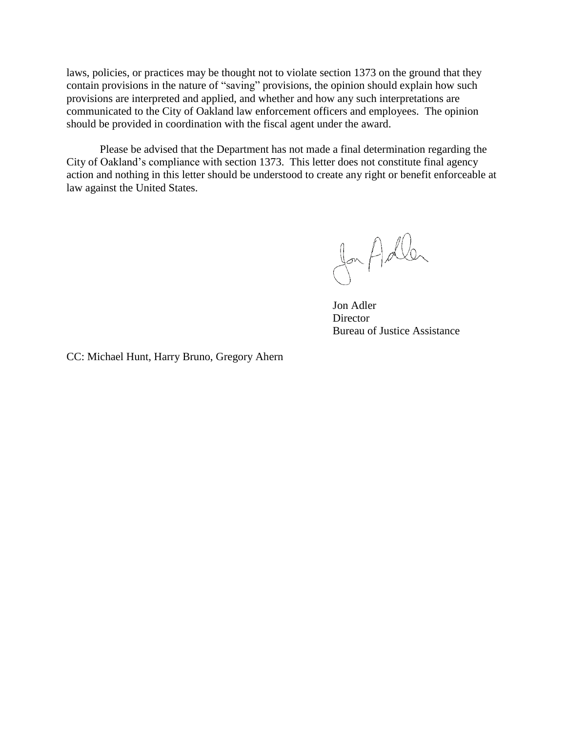laws, policies, or practices may be thought not to violate section 1373 on the ground that they contain provisions in the nature of "saving" provisions, the opinion should explain how such provisions are interpreted and applied, and whether and how any such interpretations are communicated to the City of Oakland law enforcement officers and employees. The opinion should be provided in coordination with the fiscal agent under the award.

Please be advised that the Department has not made a final determination regarding the City of Oakland's compliance with section 1373. This letter does not constitute final agency action and nothing in this letter should be understood to create any right or benefit enforceable at law against the United States.

Jon Adler
Director
Bureau of Justice Assistance

CC: Michael Hunt, Harry Bruno, Gregory Ahern